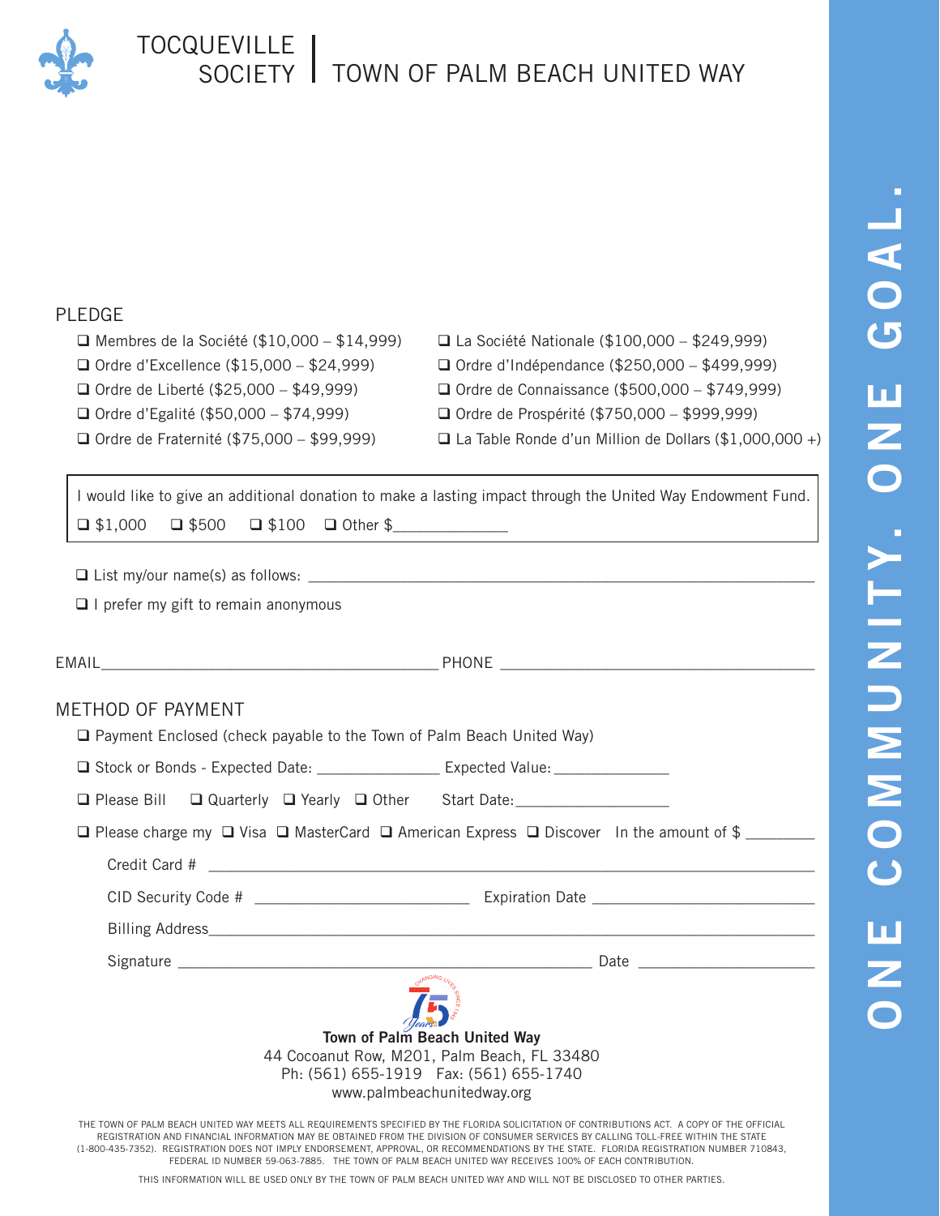# TOCQUEVILLE SOCIETY | TOWN OF PALM BEACH UNITED WAY

## PLEDGE

- ❑ Membres de la Société ($10,000 – $14,999)
- ❑ Ordre d'Excellence ($15,000 – $24,999)
- ❑ Ordre de Liberté ($25,000 – $49,999)
- ❑ Ordre d'Egalité ($50,000 – $74,999)
- ❑ Ordre de Fraternité ($75,000 – $99,999)
- ❑ La Société Nationale ($100,000 – $249,999)
- ❑ Ordre d'Indépendance ($250,000 – $499,999)
- ❑ Ordre de Connaissance ($500,000 – $749,999)
- ❑ Ordre de Prospérité ($750,000 – $999,999)
- ❑ La Table Ronde d'un Million de Dollars ($1,000,000 +)

I would like to give an additional donation to make a lasting impact through the United Way Endowment Fund.

❑ $1,000 ❑ $500 ❑ $100 ❑ Other $_____________

❑ List my/our name(s) as follows: ______________________________________________

❑ I prefer my gift to remain anonymous

EMAIL_________________________________ PHONE ________________________________

## METHOD OF PAYMENT

❑ Payment Enclosed (check payable to the Town of Palm Beach United Way)

❑ Stock or Bonds - Expected Date: ______________ Expected Value: _____________

❑ Please Bill ❑ Quarterly ❑ Yearly ❑ Other Start Date:_________________

❑ Please charge my ❑ Visa ❑ MasterCard ❑ American Express ❑ Discover In the amount of $ ________

Credit Card # ________________________________________________________________

CID Security Code # _________________________ Expiration Date _________________________

Billing Address_______________________________________________________________

Signature ______________________________________________ Date ____________________

CHANGING LIVES SINCE 1946 — 75 Years

**Town of Palm Beach United Way**
44 Cocoanut Row, M201, Palm Beach, FL 33480
Ph: (561) 655-1919 Fax: (561) 655-1740
www.palmbeachunitedway.org

THE TOWN OF PALM BEACH UNITED WAY MEETS ALL REQUIREMENTS SPECIFIED BY THE FLORIDA SOLICITATION OF CONTRIBUTIONS ACT. A COPY OF THE OFFICIAL REGISTRATION AND FINANCIAL INFORMATION MAY BE OBTAINED FROM THE DIVISION OF CONSUMER SERVICES BY CALLING TOLL-FREE WITHIN THE STATE (1-800-435-7352). REGISTRATION DOES NOT IMPLY ENDORSEMENT, APPROVAL, OR RECOMMENDATIONS BY THE STATE. FLORIDA REGISTRATION NUMBER 710843, FEDERAL ID NUMBER 59-063-7885. THE TOWN OF PALM BEACH UNITED WAY RECEIVES 100% OF EACH CONTRIBUTION.

THIS INFORMATION WILL BE USED ONLY BY THE TOWN OF PALM BEACH UNITED WAY AND WILL NOT BE DISCLOSED TO OTHER PARTIES.

ONE COMMUNITY. ONE GOAL.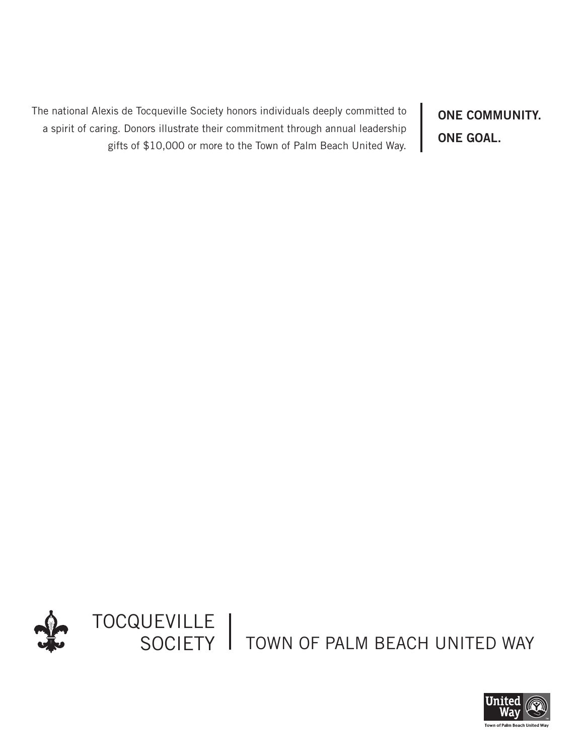The national Alexis de Tocqueville Society honors individuals deeply committed to a spirit of caring. Donors illustrate their commitment through annual leadership gifts of $10,000 or more to the Town of Palm Beach United Way.

**ONE COMMUNITY.**
**ONE GOAL.**

TOCQUEVILLE SOCIETY | TOWN OF PALM BEACH UNITED WAY

United Way
Town of Palm Beach United Way